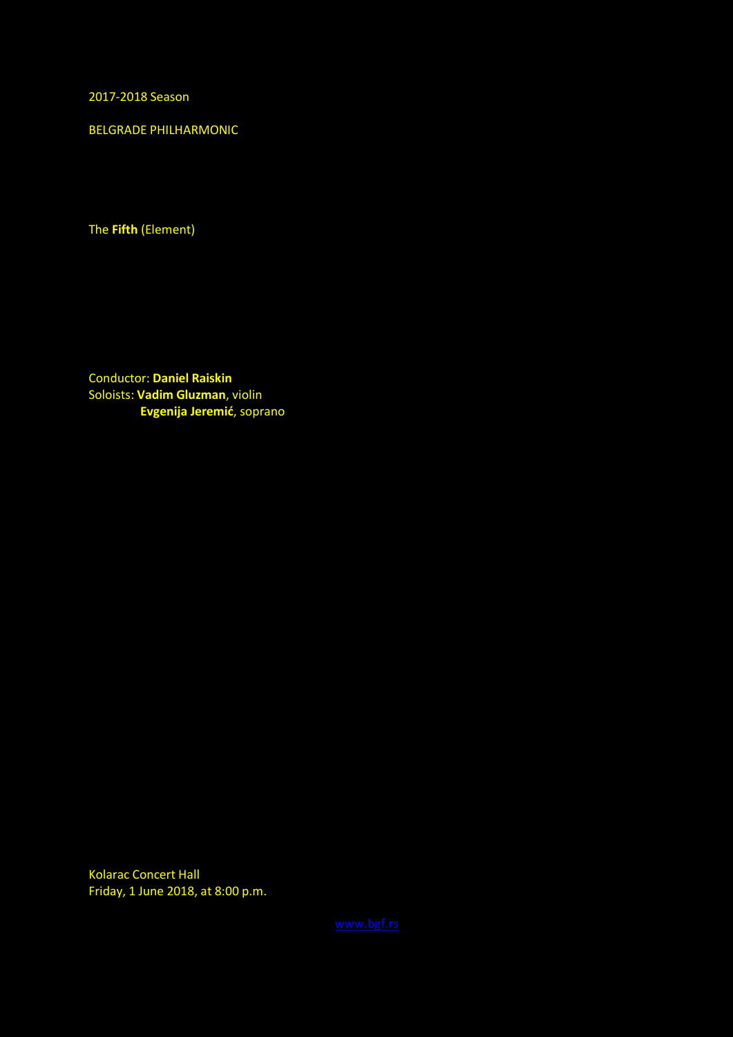2017-2018 Season

BELGRADE PHILHARMONIC

The **Fifth** (Element)

Conductor: **Daniel Raiskin**
Soloists: **Vadim Gluzman**, violin
**Evgenija Jeremić**, soprano

Kolarac Concert Hall
Friday, 1 June 2018, at 8:00 p.m.

www.bgf.rs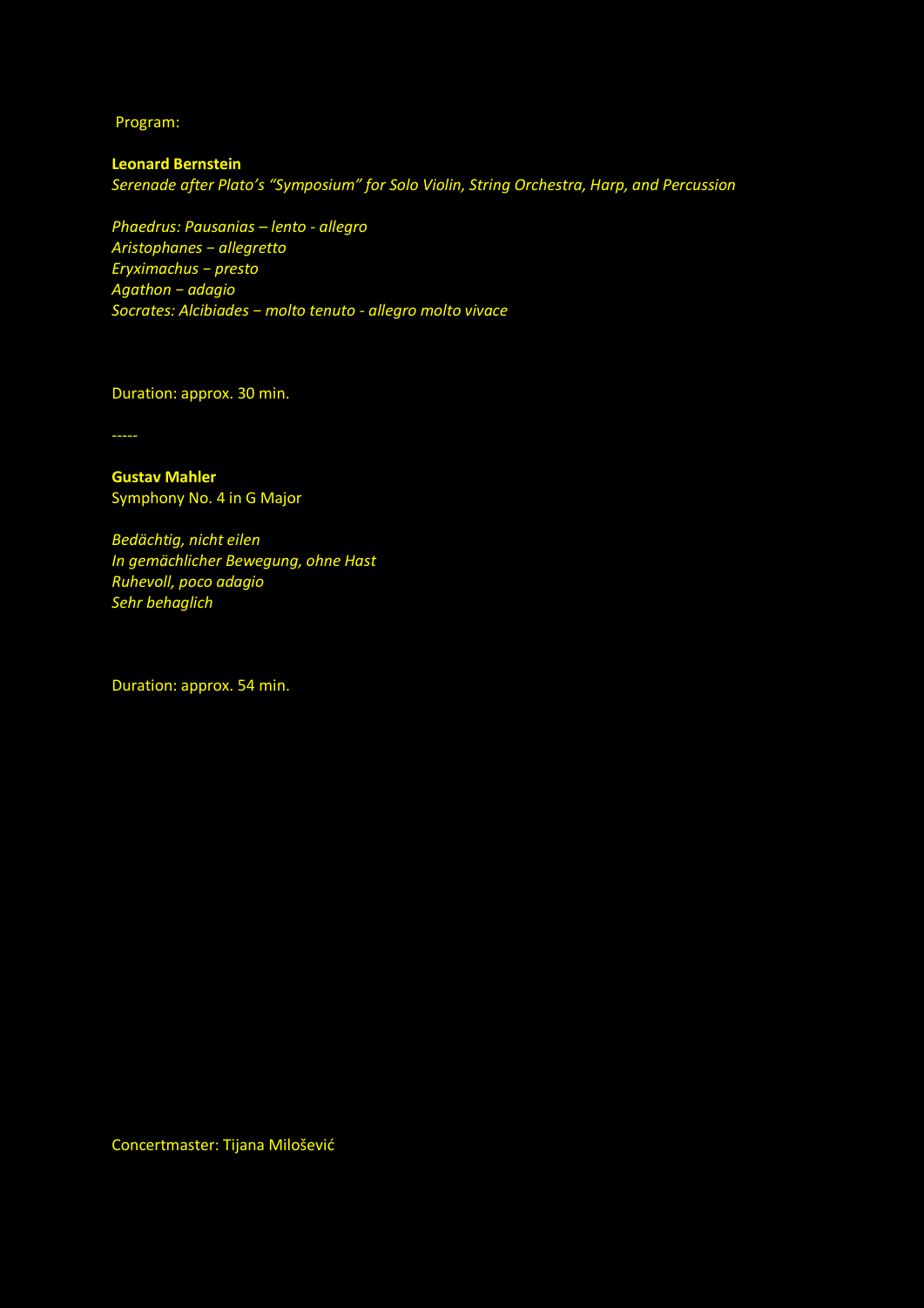Program:

**Leonard Bernstein**
*Serenade after Plato's "Symposium" for Solo Violin, String Orchestra, Harp, and Percussion*

*Phaedrus: Pausanias – lento - allegro*
*Aristophanes – allegretto*
*Eryximachus – presto*
*Agathon – adagio*
*Socrates: Alcibiades – molto tenuto - allegro molto vivace*

Duration: approx. 30 min.

-----

**Gustav Mahler**
Symphony No. 4 in G Major

*Bedächtig, nicht eilen*
*In gemächlicher Bewegung, ohne Hast*
*Ruhevoll, poco adagio*
*Sehr behaglich*

Duration: approx. 54 min.

Concertmaster: Tijana Milošević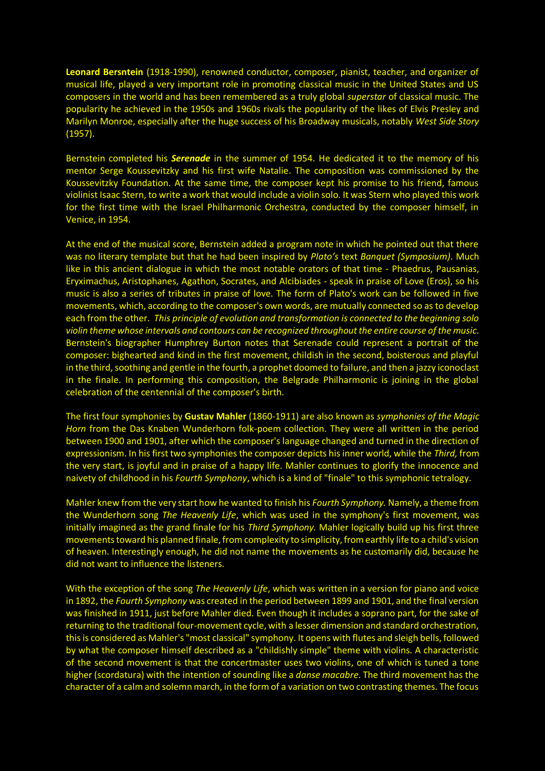**Leonard Bersntein** (1918-1990), renowned conductor, composer, pianist, teacher, and organizer of musical life, played a very important role in promoting classical music in the United States and US composers in the world and has been remembered as a truly global *superstar* of classical music. The popularity he achieved in the 1950s and 1960s rivals the popularity of the likes of Elvis Presley and Marilyn Monroe, especially after the huge success of his Broadway musicals, notably *West Side Story* (1957).

Bernstein completed his ***Serenade*** in the summer of 1954. He dedicated it to the memory of his mentor Serge Koussevitzky and his first wife Natalie. The composition was commissioned by the Koussevitzky Foundation. At the same time, the composer kept his promise to his friend, famous violinist Isaac Stern, to write a work that would include a violin solo. It was Stern who played this work for the first time with the Israel Philharmonic Orchestra, conducted by the composer himself, in Venice, in 1954.

At the end of the musical score, Bernstein added a program note in which he pointed out that there was no literary template but that he had been inspired by *Plato's* text *Banquet (Symposium)*. Much like in this ancient dialogue in which the most notable orators of that time - Phaedrus, Pausanias, Eryximachus, Aristophanes, Agathon, Socrates, and Alcibiades - speak in praise of Love (Eros), so his music is also a series of tributes in praise of love. The form of Plato's work can be followed in five movements, which, according to the composer's own words, are mutually connected so as to develop each from the other. *This principle of evolution and transformation is connected to the beginning solo violin theme whose intervals and contours can be recognized throughout the entire course of the music*. Bernstein's biographer Humphrey Burton notes that Serenade could represent a portrait of the composer: bighearted and kind in the first movement, childish in the second, boisterous and playful in the third, soothing and gentle in the fourth, a prophet doomed to failure, and then a jazzy iconoclast in the finale. In performing this composition, the Belgrade Philharmonic is joining in the global celebration of the centennial of the composer's birth.

The first four symphonies by **Gustav Mahler** (1860-1911) are also known as *symphonies of the Magic Horn* from the Das Knaben Wunderhorn folk-poem collection. They were all written in the period between 1900 and 1901, after which the composer's language changed and turned in the direction of expressionism. In his first two symphonies the composer depicts his inner world, while the *Third,* from the very start, is joyful and in praise of a happy life. Mahler continues to glorify the innocence and naivety of childhood in his *Fourth Symphony*, which is a kind of "finale" to this symphonic tetralogy.

Mahler knew from the very start how he wanted to finish his *Fourth Symphony.* Namely, a theme from the Wunderhorn song *The Heavenly Life*, which was used in the symphony's first movement, was initially imagined as the grand finale for his *Third Symphony.* Mahler logically build up his first three movements toward his planned finale, from complexity to simplicity, from earthly life to a child's vision of heaven. Interestingly enough, he did not name the movements as he customarily did, because he did not want to influence the listeners.

With the exception of the song *The Heavenly Life*, which was written in a version for piano and voice in 1892, the *Fourth Symphony* was created in the period between 1899 and 1901, and the final version was finished in 1911, just before Mahler died. Even though it includes a soprano part, for the sake of returning to the traditional four-movement cycle, with a lesser dimension and standard orchestration, this is considered as Mahler's "most classical" symphony. It opens with flutes and sleigh bells, followed by what the composer himself described as a "childishly simple" theme with violins. A characteristic of the second movement is that the concertmaster uses two violins, one of which is tuned a tone higher (scordatura) with the intention of sounding like a *danse macabre*. The third movement has the character of a calm and solemn march, in the form of a variation on two contrasting themes. The focus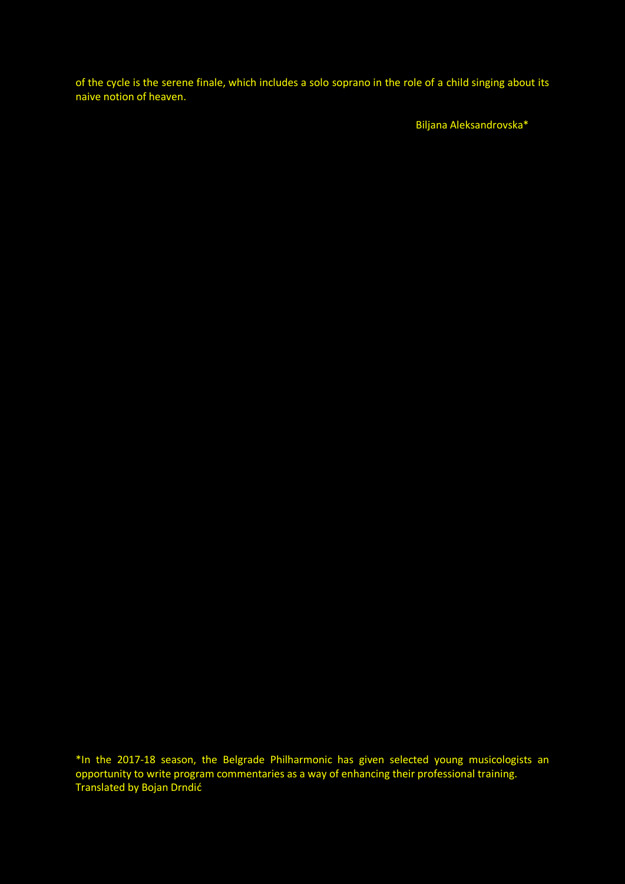of the cycle is the serene finale, which includes a solo soprano in the role of a child singing about its naive notion of heaven.

Biljana Aleksandrovska*

*In the 2017-18 season, the Belgrade Philharmonic has given selected young musicologists an opportunity to write program commentaries as a way of enhancing their professional training.
Translated by Bojan Drndić